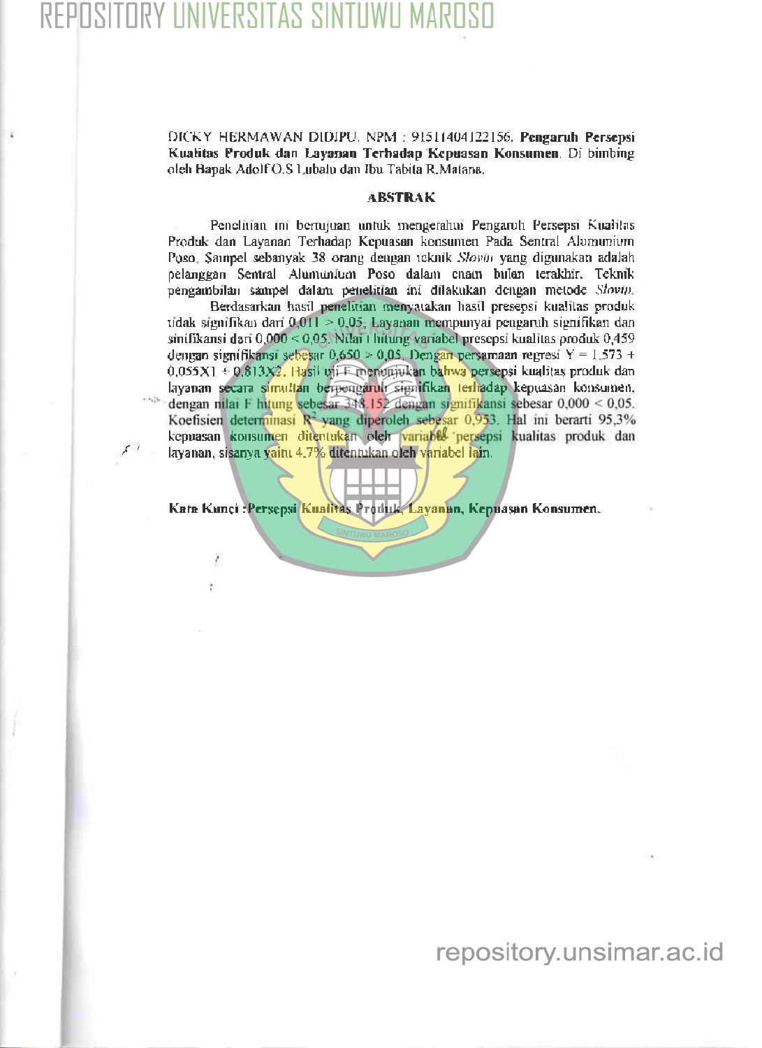DICKY HERMAWAN DIDIPU. NPM : 91511404122156. **Pengaruh Persepsi Kualitas Produk dan Layanan Terhadap Kepuasan Konsumen**. Di bimbing oleh Bapak Adolf O.S Lubalu dan Ibu Tabita R.Matana.

## ABSTRAK

Penelitian ini bertujuan untuk mengetahui Pengaruh Persepsi Kualitas Produk dan Layanan Terhadap Kepuasan konsumen Pada Sentral Alumunium Poso. Sampel sebanyak 38 orang dengan teknik *Slovin* yang digunakan adalah pelanggan Sentral Alumunium Poso dalam enam bulan terakhir. Teknik pengambilan sampel dalam penelitian ini dilakukan dengan metode *Slovin*.

Berdasarkan hasil penelitian menyatakan hasil presepsi kualitas produk tidak signifikan dari 0,011 > 0,05. Layanan mempunyai pengaruh signifikan dan sinifikansi dari 0,000 < 0,05. Nilai t hitung variabel presepsi kualitas produk 0,459 dengan signifikansi sebesar 0,650 > 0,05. Dengan persamaan regresi Y = 1,573 + 0,055X1 + 0,813X2. Hasil uji F menunjukan bahwa persepsi kualitas produk dan layanan secara simultan berpengaruh signifikan terhadap kepuasan konsumen, dengan nilai F hitung sebesar 348.152 dengan signifikansi sebesar 0,000 < 0,05. Koefisien determinasi $R^2$ yang diperoleh sebesar 0,953. Hal ini berarti 95,3% kepuasan konsumen ditentukan oleh variabel persepsi kualitas produk dan layanan, sisanya yaitu 4,7% ditentukan oleh variabel lain.

**Kata Kunci : Persepsi Kualitas Produk, Layanan, Kepuasan Konsumen.**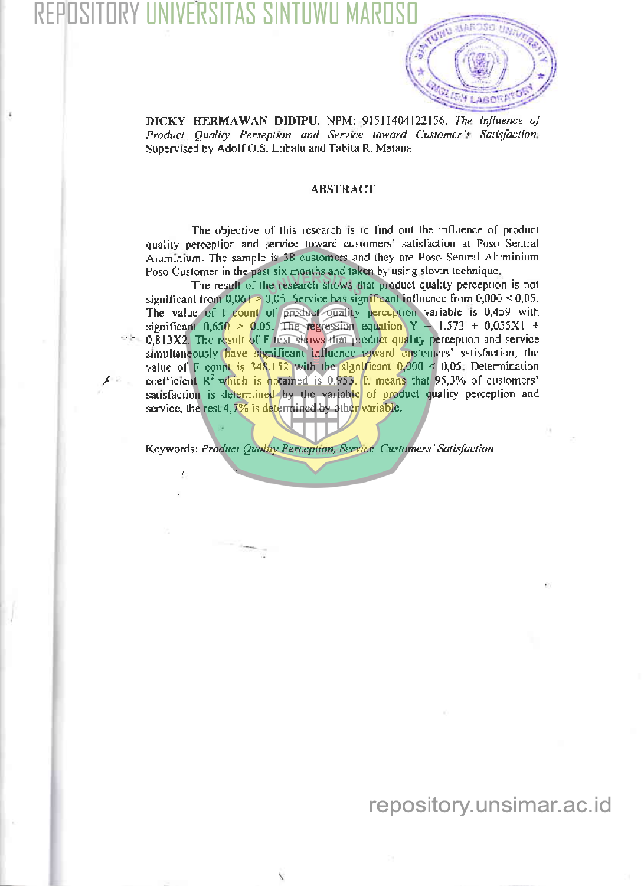**DICKY HERMAWAN DIDIPU.** NPM: 91511404122156. *The Influence of Product Quality Perseption and Service toward Customer's Satisfaction.* Supervised by Adolf O.S. Lubalu and Tabita R. Matana.

## ABSTRACT

The objective of this research is to find out the influence of product quality perception and service toward customers' satisfaction at Poso Sentral Aluminium. The sample is 38 customers and they are Poso Sentral Aluminium Poso Customer in the past six months and taken by using slovin technique.

The result of the research shows that product quality perception is not significant from 0,061 > 0,05. Service has significant influence from 0,000 < 0,05. The value of t count of product quality perception variable is 0,459 with significant 0,650 > 0.05. The regression equation $Y = 1.573 + 0,055X1 + 0,813X2$. The result of F test shows that product quality perception and service simultaneously have significant influence toward customers' satisfaction, the value of F count is 348.152 with the significant 0,000 < 0,05. Determination coefficient $R^2$ which is obtained is 0,953. It means that 95,3% of customers' satisfaction is determined by the variable of product quality perception and service, the rest 4,7% is determined by other variable.

Keywords: *Product Quality Perception, Service, Customers' Satisfaction*